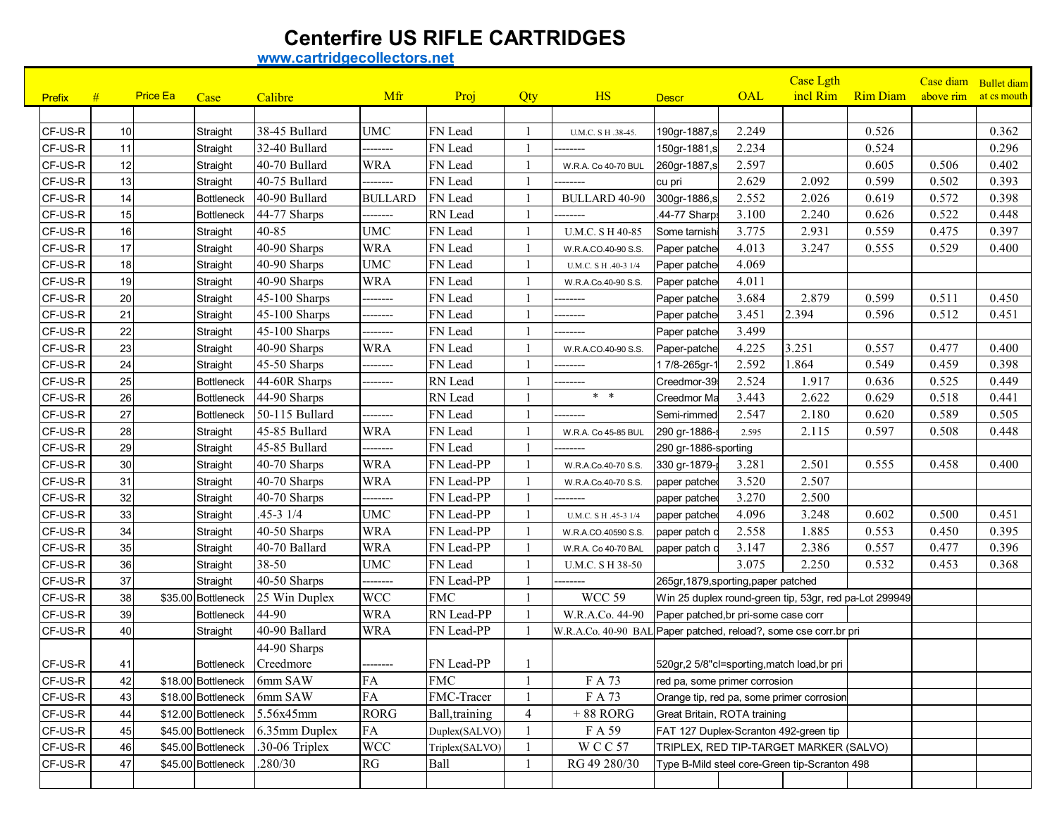# Centerfire US RIFLE CARTRIDGES

www.cartridgecollectors.net

| Prefix | # | Price Ea | Case | Calibre | Mfr | Proj | Qty | HS | Descr | OAL | Case Lgth incl Rim | Rim Diam | Case diam above rim | Bullet diam at cs mouth |
|---|---|---|---|---|---|---|---|---|---|---|---|---|---|---|
| CF-US-R | 10 | | Straight | 38-45 Bullard | UMC | FN Lead | 1 | U.M.C. S H .38-45. | 190gr-1887,s | 2.249 | | 0.526 | | 0.362 |
| CF-US-R | 11 | | Straight | 32-40 Bullard | -------- | FN Lead | 1 | -------- | 150gr-1881,s | 2.234 | | 0.524 | | 0.296 |
| CF-US-R | 12 | | Straight | 40-70 Bullard | WRA | FN Lead | 1 | W.R.A. Co 40-70 BUL | 260gr-1887,s | 2.597 | | 0.605 | 0.506 | 0.402 |
| CF-US-R | 13 | | Straight | 40-75 Bullard | -------- | FN Lead | 1 | -------- | cu pri | 2.629 | 2.092 | 0.599 | 0.502 | 0.393 |
| CF-US-R | 14 | | Bottleneck | 40-90 Bullard | BULLARD | FN Lead | 1 | BULLARD 40-90 | 300gr-1886,s | 2.552 | 2.026 | 0.619 | 0.572 | 0.398 |
| CF-US-R | 15 | | Bottleneck | 44-77 Sharps | -------- | RN Lead | 1 | -------- | .44-77 Sharps | 3.100 | 2.240 | 0.626 | 0.522 | 0.448 |
| CF-US-R | 16 | | Straight | 40-85 | UMC | FN Lead | 1 | U.M.C. S H 40-85 | Some tarnishi | 3.775 | 2.931 | 0.559 | 0.475 | 0.397 |
| CF-US-R | 17 | | Straight | 40-90 Sharps | WRA | FN Lead | 1 | W.R.A.CO.40-90 S.S. | Paper patche | 4.013 | 3.247 | 0.555 | 0.529 | 0.400 |
| CF-US-R | 18 | | Straight | 40-90 Sharps | UMC | FN Lead | 1 | U.M.C. S H .40-3 1/4 | Paper patche | 4.069 | | | | |
| CF-US-R | 19 | | Straight | 40-90 Sharps | WRA | FN Lead | 1 | W.R.A.Co.40-90 S.S. | Paper patche | 4.011 | | | | |
| CF-US-R | 20 | | Straight | 45-100 Sharps | -------- | FN Lead | 1 | -------- | Paper patche | 3.684 | 2.879 | 0.599 | 0.511 | 0.450 |
| CF-US-R | 21 | | Straight | 45-100 Sharps | -------- | FN Lead | 1 | -------- | Paper patche | 3.451 | 2.394 | 0.596 | 0.512 | 0.451 |
| CF-US-R | 22 | | Straight | 45-100 Sharps | -------- | FN Lead | 1 | -------- | Paper patche | 3.499 | | | | |
| CF-US-R | 23 | | Straight | 40-90 Sharps | WRA | FN Lead | 1 | W.R.A.CO.40-90 S.S. | Paper-patche | 4.225 | 3.251 | 0.557 | 0.477 | 0.400 |
| CF-US-R | 24 | | Straight | 45-50 Sharps | -------- | FN Lead | 1 | -------- | 1 7/8-265gr-1 | 2.592 | 1.864 | 0.549 | 0.459 | 0.398 |
| CF-US-R | 25 | | Bottleneck | 44-60R Sharps | -------- | RN Lead | 1 | -------- | Creedmor-39 | 2.524 | 1.917 | 0.636 | 0.525 | 0.449 |
| CF-US-R | 26 | | Bottleneck | 44-90 Sharps | | RN Lead | 1 | * * | Creedmor Ma | 3.443 | 2.622 | 0.629 | 0.518 | 0.441 |
| CF-US-R | 27 | | Bottleneck | 50-115 Bullard | -------- | FN Lead | 1 | -------- | Semi-rimmed | 2.547 | 2.180 | 0.620 | 0.589 | 0.505 |
| CF-US-R | 28 | | Straight | 45-85 Bullard | WRA | FN Lead | 1 | W.R.A. Co 45-85 BUL | 290 gr-1886-s | 2.595 | 2.115 | 0.597 | 0.508 | 0.448 |
| CF-US-R | 29 | | Straight | 45-85 Bullard | -------- | FN Lead | 1 | -------- | 290 gr-1886-sporting | | | | | |
| CF-US-R | 30 | | Straight | 40-70 Sharps | WRA | FN Lead-PP | 1 | W.R.A.Co.40-70 S.S. | 330 gr-1879-p | 3.281 | 2.501 | 0.555 | 0.458 | 0.400 |
| CF-US-R | 31 | | Straight | 40-70 Sharps | WRA | FN Lead-PP | 1 | W.R.A.Co.40-70 S.S. | paper patche | 3.520 | 2.507 | | | |
| CF-US-R | 32 | | Straight | 40-70 Sharps | -------- | FN Lead-PP | 1 | -------- | paper patche | 3.270 | 2.500 | | | |
| CF-US-R | 33 | | Straight | .45-3 1/4 | UMC | FN Lead-PP | 1 | U.M.C. S H .45-3 1/4 | paper patche | 4.096 | 3.248 | 0.602 | 0.500 | 0.451 |
| CF-US-R | 34 | | Straight | 40-50 Sharps | WRA | FN Lead-PP | 1 | W.R.A.CO.40590 S.S. | paper patch c | 2.558 | 1.885 | 0.553 | 0.450 | 0.395 |
| CF-US-R | 35 | | Straight | 40-70 Ballard | WRA | FN Lead-PP | 1 | W.R.A. Co 40-70 BAL | paper patch c | 3.147 | 2.386 | 0.557 | 0.477 | 0.396 |
| CF-US-R | 36 | | Straight | 38-50 | UMC | FN Lead | 1 | U.M.C. S H 38-50 | | 3.075 | 2.250 | 0.532 | 0.453 | 0.368 |
| CF-US-R | 37 | | Straight | 40-50 Sharps | -------- | FN Lead-PP | 1 | -------- | 265gr,1879,sporting,paper patched | | | | | |
| CF-US-R | 38 | $35.00 | Bottleneck | 25 Win Duplex | WCC | FMC | 1 | WCC 59 | Win 25 duplex round-green tip, 53gr, red pa-Lot 299949 | | | | | |
| CF-US-R | 39 | | Bottleneck | 44-90 | WRA | RN Lead-PP | 1 | W.R.A.Co. 44-90 | Paper patched,br pri-some case corr | | | | | |
| CF-US-R | 40 | | Straight | 40-90 Ballard | WRA | FN Lead-PP | 1 | W.R.A.Co. 40-90 BAL | Paper patched, reload?, some cse corr.br pri | | | | | |
| CF-US-R | 41 | | Bottleneck | 44-90 Sharps Creedmore | -------- | FN Lead-PP | 1 | | 520gr,2 5/8"cl=sporting,match load,br pri | | | | | |
| CF-US-R | 42 | $18.00 | Bottleneck | 6mm SAW | FA | FMC | 1 | F A 73 | red pa, some primer corrosion | | | | | |
| CF-US-R | 43 | $18.00 | Bottleneck | 6mm SAW | FA | FMC-Tracer | 1 | F A 73 | Orange tip, red pa, some primer corrosion | | | | | |
| CF-US-R | 44 | $12.00 | Bottleneck | 5.56x45mm | RORG | Ball,training | 4 | + 88 RORG | Great Britain, ROTA training | | | | | |
| CF-US-R | 45 | $45.00 | Bottleneck | 6.35mm Duplex | FA | Duplex(SALVO) | 1 | F A 59 | FAT 127 Duplex-Scranton 492-green tip | | | | | |
| CF-US-R | 46 | $45.00 | Bottleneck | .30-06 Triplex | WCC | Triplex(SALVO) | 1 | W C C 57 | TRIPLEX, RED TIP-TARGET MARKER (SALVO) | | | | | |
| CF-US-R | 47 | $45.00 | Bottleneck | .280/30 | RG | Ball | 1 | RG 49 280/30 | Type B-Mild steel core-Green tip-Scranton 498 | | | | | |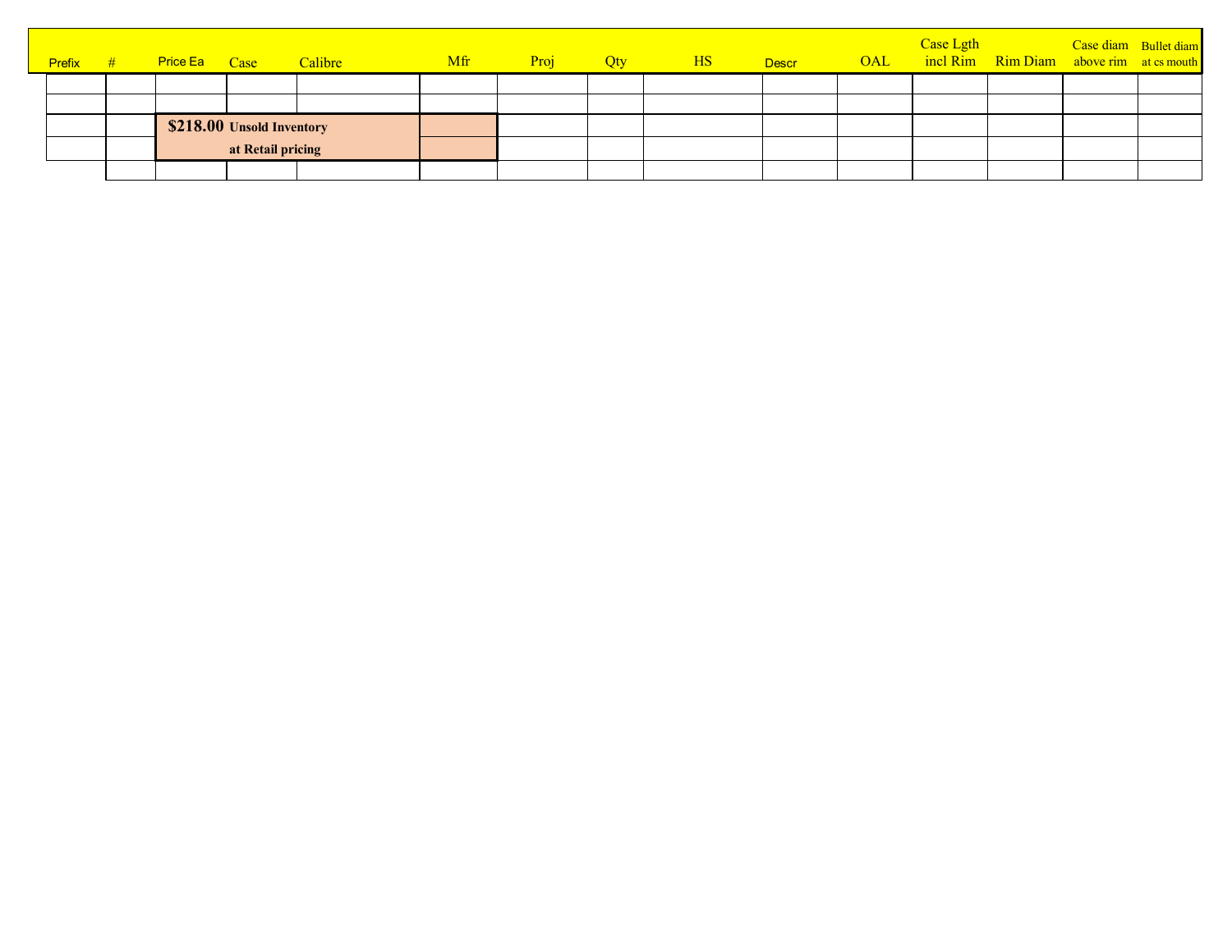| Prefix | # | Price Ea | Case | Calibre | Mfr | Proj | Qty | HS | Descr | OAL | Case Lgth incl Rim | Rim Diam | Case diam above rim | Bullet diam at cs mouth |
|---|---|---|---|---|---|---|---|---|---|---|---|---|---|---|
| | | | | | | | | | | | | | | |
| | | | | | | | | | | | | | | |
| | | **$218.00** | **Unsold Inventory** | | | | | | | | | | | |
| | | | **at Retail pricing** | | | | | | | | | | | |
| | | | | | | | | | | | | | | |